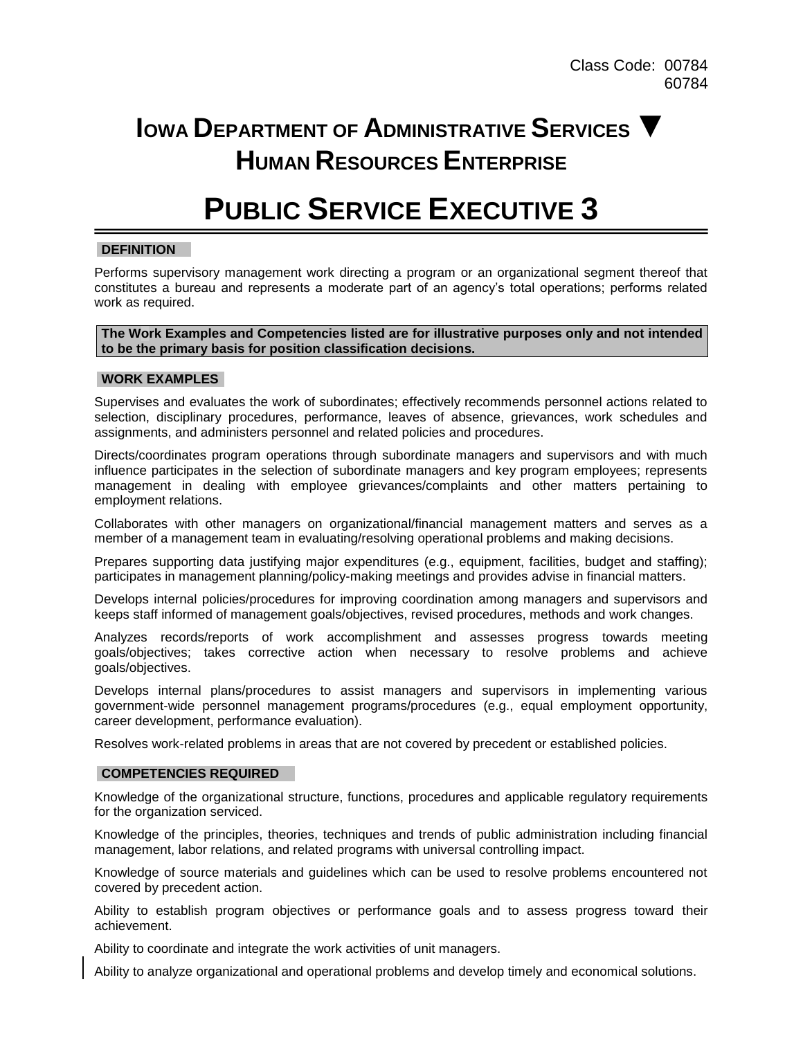Class Code: 00784
60784

# IOWA DEPARTMENT OF ADMINISTRATIVE SERVICES ▼ HUMAN RESOURCES ENTERPRISE

# PUBLIC SERVICE EXECUTIVE 3

## DEFINITION

Performs supervisory management work directing a program or an organizational segment thereof that constitutes a bureau and represents a moderate part of an agency's total operations; performs related work as required.

**The Work Examples and Competencies listed are for illustrative purposes only and not intended to be the primary basis for position classification decisions.**

## WORK EXAMPLES

Supervises and evaluates the work of subordinates; effectively recommends personnel actions related to selection, disciplinary procedures, performance, leaves of absence, grievances, work schedules and assignments, and administers personnel and related policies and procedures.

Directs/coordinates program operations through subordinate managers and supervisors and with much influence participates in the selection of subordinate managers and key program employees; represents management in dealing with employee grievances/complaints and other matters pertaining to employment relations.

Collaborates with other managers on organizational/financial management matters and serves as a member of a management team in evaluating/resolving operational problems and making decisions.

Prepares supporting data justifying major expenditures (e.g., equipment, facilities, budget and staffing); participates in management planning/policy-making meetings and provides advise in financial matters.

Develops internal policies/procedures for improving coordination among managers and supervisors and keeps staff informed of management goals/objectives, revised procedures, methods and work changes.

Analyzes records/reports of work accomplishment and assesses progress towards meeting goals/objectives; takes corrective action when necessary to resolve problems and achieve goals/objectives.

Develops internal plans/procedures to assist managers and supervisors in implementing various government-wide personnel management programs/procedures (e.g., equal employment opportunity, career development, performance evaluation).

Resolves work-related problems in areas that are not covered by precedent or established policies.

## COMPETENCIES REQUIRED

Knowledge of the organizational structure, functions, procedures and applicable regulatory requirements for the organization serviced.

Knowledge of the principles, theories, techniques and trends of public administration including financial management, labor relations, and related programs with universal controlling impact.

Knowledge of source materials and guidelines which can be used to resolve problems encountered not covered by precedent action.

Ability to establish program objectives or performance goals and to assess progress toward their achievement.

Ability to coordinate and integrate the work activities of unit managers.

Ability to analyze organizational and operational problems and develop timely and economical solutions.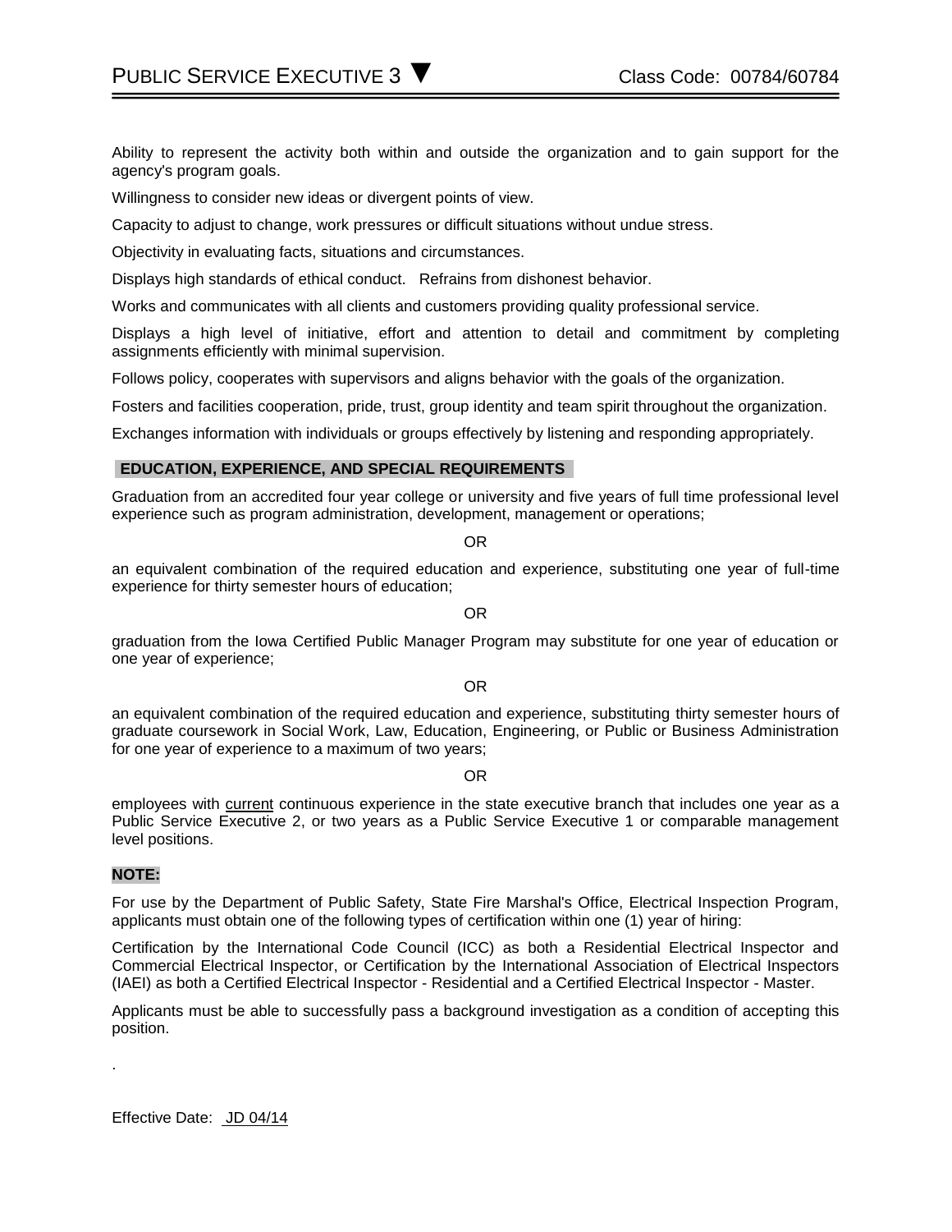Ability to represent the activity both within and outside the organization and to gain support for the agency's program goals.

Willingness to consider new ideas or divergent points of view.

Capacity to adjust to change, work pressures or difficult situations without undue stress.

Objectivity in evaluating facts, situations and circumstances.

Displays high standards of ethical conduct. Refrains from dishonest behavior.

Works and communicates with all clients and customers providing quality professional service.

Displays a high level of initiative, effort and attention to detail and commitment by completing assignments efficiently with minimal supervision.

Follows policy, cooperates with supervisors and aligns behavior with the goals of the organization.

Fosters and facilities cooperation, pride, trust, group identity and team spirit throughout the organization.

Exchanges information with individuals or groups effectively by listening and responding appropriately.

## EDUCATION, EXPERIENCE, AND SPECIAL REQUIREMENTS

Graduation from an accredited four year college or university and five years of full time professional level experience such as program administration, development, management or operations;

OR

an equivalent combination of the required education and experience, substituting one year of full-time experience for thirty semester hours of education;

OR

graduation from the Iowa Certified Public Manager Program may substitute for one year of education or one year of experience;

OR

an equivalent combination of the required education and experience, substituting thirty semester hours of graduate coursework in Social Work, Law, Education, Engineering, or Public or Business Administration for one year of experience to a maximum of two years;

OR

employees with current continuous experience in the state executive branch that includes one year as a Public Service Executive 2, or two years as a Public Service Executive 1 or comparable management level positions.

**NOTE:**

For use by the Department of Public Safety, State Fire Marshal's Office, Electrical Inspection Program, applicants must obtain one of the following types of certification within one (1) year of hiring:

Certification by the International Code Council (ICC) as both a Residential Electrical Inspector and Commercial Electrical Inspector, or Certification by the International Association of Electrical Inspectors (IAEI) as both a Certified Electrical Inspector - Residential and a Certified Electrical Inspector - Master.

Applicants must be able to successfully pass a background investigation as a condition of accepting this position.

.

Effective Date: JD 04/14